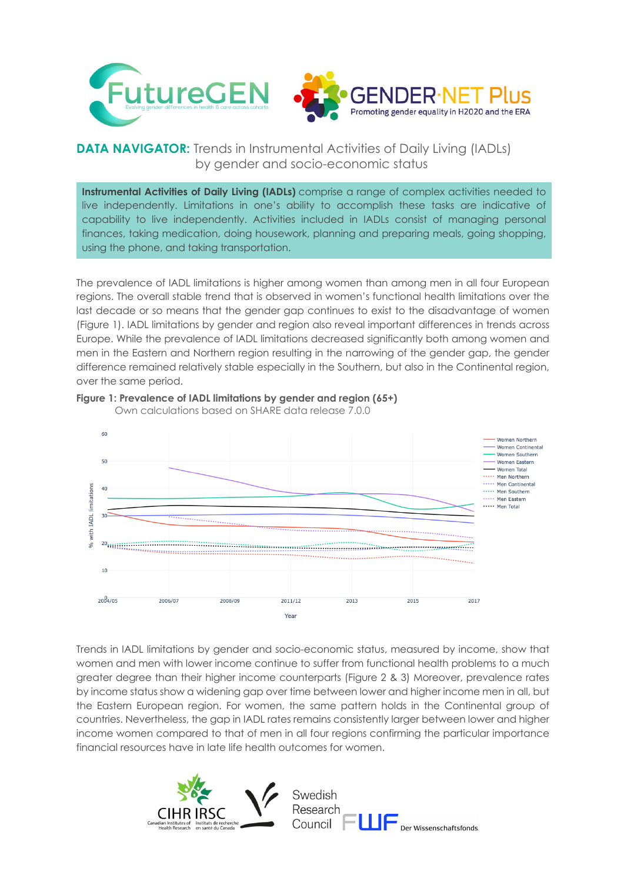**DATA NAVIGATOR:** Trends in Instrumental Activities of Daily Living (IADLs) by gender and socio-economic status

**Instrumental Activities of Daily Living (IADLs)** comprise a range of complex activities needed to live independently. Limitations in one's ability to accomplish these tasks are indicative of capability to live independently. Activities included in IADLs consist of managing personal finances, taking medication, doing housework, planning and preparing meals, going shopping, using the phone, and taking transportation.

The prevalence of IADL limitations is higher among women than among men in all four European regions. The overall stable trend that is observed in women's functional health limitations over the last decade or so means that the gender gap continues to exist to the disadvantage of women (Figure 1). IADL limitations by gender and region also reveal important differences in trends across Europe. While the prevalence of IADL limitations decreased significantly both among women and men in the Eastern and Northern region resulting in the narrowing of the gender gap, the gender difference remained relatively stable especially in the Southern, but also in the Continental region, over the same period.

**Figure 1: Prevalence of IADL limitations by gender and region (65+)**
Own calculations based on SHARE data release 7.0.0

Trends in IADL limitations by gender and socio-economic status, measured by income, show that women and men with lower income continue to suffer from functional health problems to a much greater degree than their higher income counterparts (Figure 2 & 3) Moreover, prevalence rates by income status show a widening gap over time between lower and higher income men in all, but the Eastern European region. For women, the same pattern holds in the Continental group of countries. Nevertheless, the gap in IADL rates remains consistently larger between lower and higher income women compared to that of men in all four regions confirming the particular importance financial resources have in late life health outcomes for women.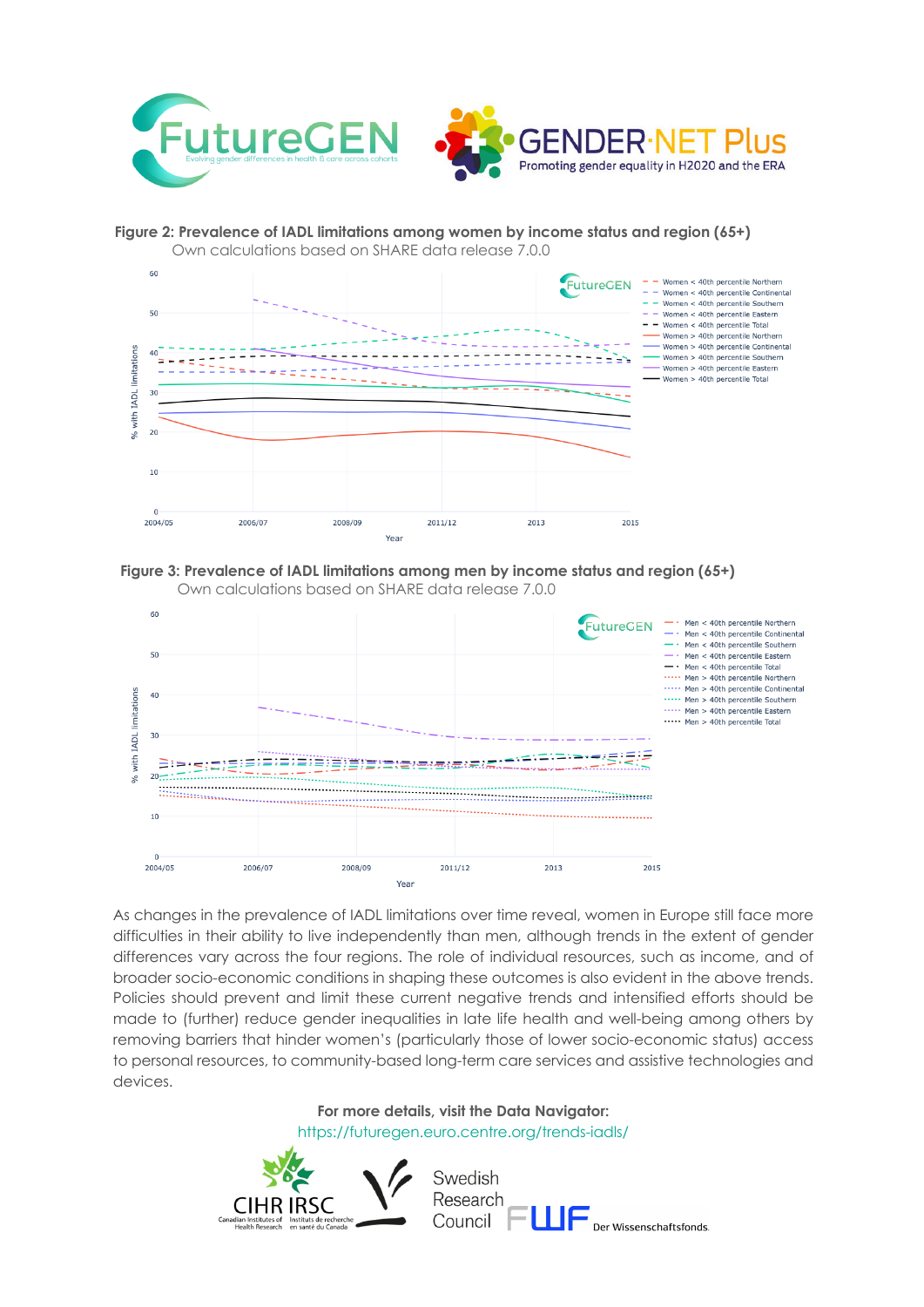**Figure 2: Prevalence of IADL limitations among women by income status and region (65+)**
Own calculations based on SHARE data release 7.0.0

FutureGEN

% with IADL limitations
60
50
40
30
20
10
0

2004/05
2006/07
2008/09
2011/12
2013
2015

Year

Women < 40th percentile Northern
Women < 40th percentile Continental
Women < 40th percentile Southern
Women < 40th percentile Eastern
Women < 40th percentile Total
Women > 40th percentile Northern
Women > 40th percentile Continental
Women > 40th percentile Southern
Women > 40th percentile Eastern
Women > 40th percentile Total

**Figure 3: Prevalence of IADL limitations among men by income status and region (65+)**
Own calculations based on SHARE data release 7.0.0

FutureGEN

% with IADL limitations
60
50
40
30
20
10
0

2004/05
2006/07
2008/09
2011/12
2013
2015

Year

Men < 40th percentile Northern
Men < 40th percentile Continental
Men < 40th percentile Southern
Men < 40th percentile Eastern
Men < 40th percentile Total
Men > 40th percentile Northern
Men > 40th percentile Continental
Men > 40th percentile Southern
Men > 40th percentile Eastern
Men > 40th percentile Total

As changes in the prevalence of IADL limitations over time reveal, women in Europe still face more difficulties in their ability to live independently than men, although trends in the extent of gender differences vary across the four regions. The role of individual resources, such as income, and of broader socio-economic conditions in shaping these outcomes is also evident in the above trends. Policies should prevent and limit these current negative trends and intensified efforts should be made to (further) reduce gender inequalities in late life health and well-being among others by removing barriers that hinder women's (particularly those of lower socio-economic status) access to personal resources, to community-based long-term care services and assistive technologies and devices.

**For more details, visit the Data Navigator:**
https://futuregen.euro.centre.org/trends-iadls/